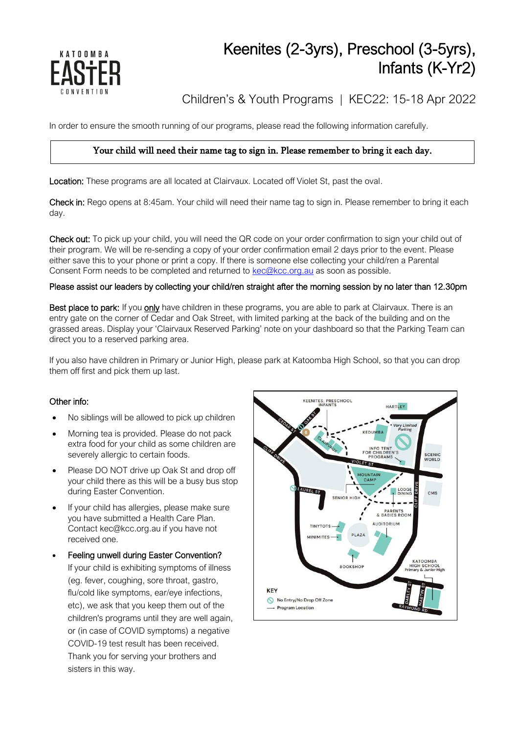# Keenites (2-3yrs), Preschool (3-5yrs), Infants (K-Yr2)

## Children's & Youth Programs | KEC22: 15-18 Apr 2022

In order to ensure the smooth running of our programs, please read the following information carefully.

**Your child will need their name tag to sign in. Please remember to bring it each day.**

**Location:** These programs are all located at Clairvaux. Located off Violet St, past the oval.

**Check in:** Rego opens at 8:45am. Your child will need their name tag to sign in. Please remember to bring it each day.

**Check out:** To pick up your child, you will need the QR code on your order confirmation to sign your child out of their program. We will be re-sending a copy of your order confirmation email 2 days prior to the event. Please either save this to your phone or print a copy. If there is someone else collecting your child/ren a Parental Consent Form needs to be completed and returned to kec@kcc.org.au as soon as possible.

**Please assist our leaders by collecting your child/ren straight after the morning session by no later than 12.30pm**

**Best place to park:** If you only have children in these programs, you are able to park at Clairvaux. There is an entry gate on the corner of Cedar and Oak Street, with limited parking at the back of the building and on the grassed areas. Display your 'Clairvaux Reserved Parking' note on your dashboard so that the Parking Team can direct you to a reserved parking area.

If you also have children in Primary or Junior High, please park at Katoomba High School, so that you can drop them off first and pick them up last.

**Other info:**

- No siblings will be allowed to pick up children
- Morning tea is provided. Please do not pack extra food for your child as some children are severely allergic to certain foods.
- Please DO NOT drive up Oak St and drop off your child there as this will be a busy bus stop during Easter Convention.
- If your child has allergies, please make sure you have submitted a Health Care Plan. Contact kec@kcc.org.au if you have not received one.
- **Feeling unwell during Easter Convention?** If your child is exhibiting symptoms of illness (eg. fever, coughing, sore throat, gastro, flu/cold like symptoms, ear/eye infections, etc), we ask that you keep them out of the children's programs until they are well again, or (in case of COVID symptoms) a negative COVID-19 test result has been received. Thank you for serving your brothers and sisters in this way.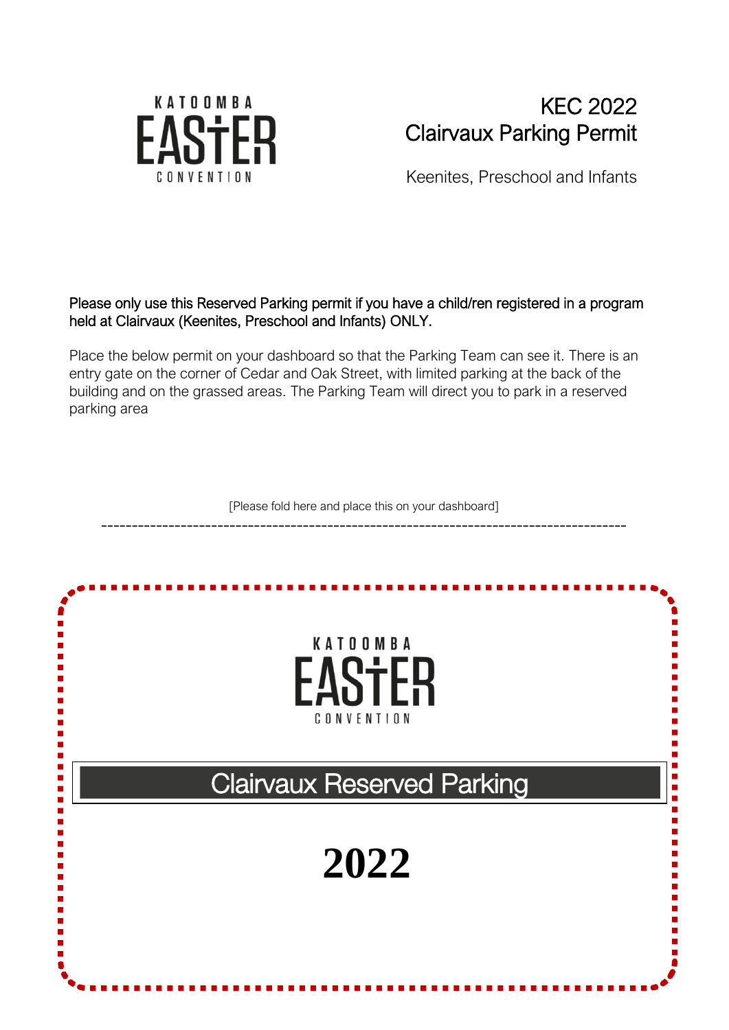KATOOMBA EASTER CONVENTION

# KEC 2022
# Clairvaux Parking Permit

Keenites, Preschool and Infants

Please only use this Reserved Parking permit if you have a child/ren registered in a program held at Clairvaux (Keenites, Preschool and Infants) ONLY.

Place the below permit on your dashboard so that the Parking Team can see it. There is an entry gate on the corner of Cedar and Oak Street, with limited parking at the back of the building and on the grassed areas. The Parking Team will direct you to park in a reserved parking area

[Please fold here and place this on your dashboard]

---

KATOOMBA EASTER CONVENTION

## Clairvaux Reserved Parking

# **2022**